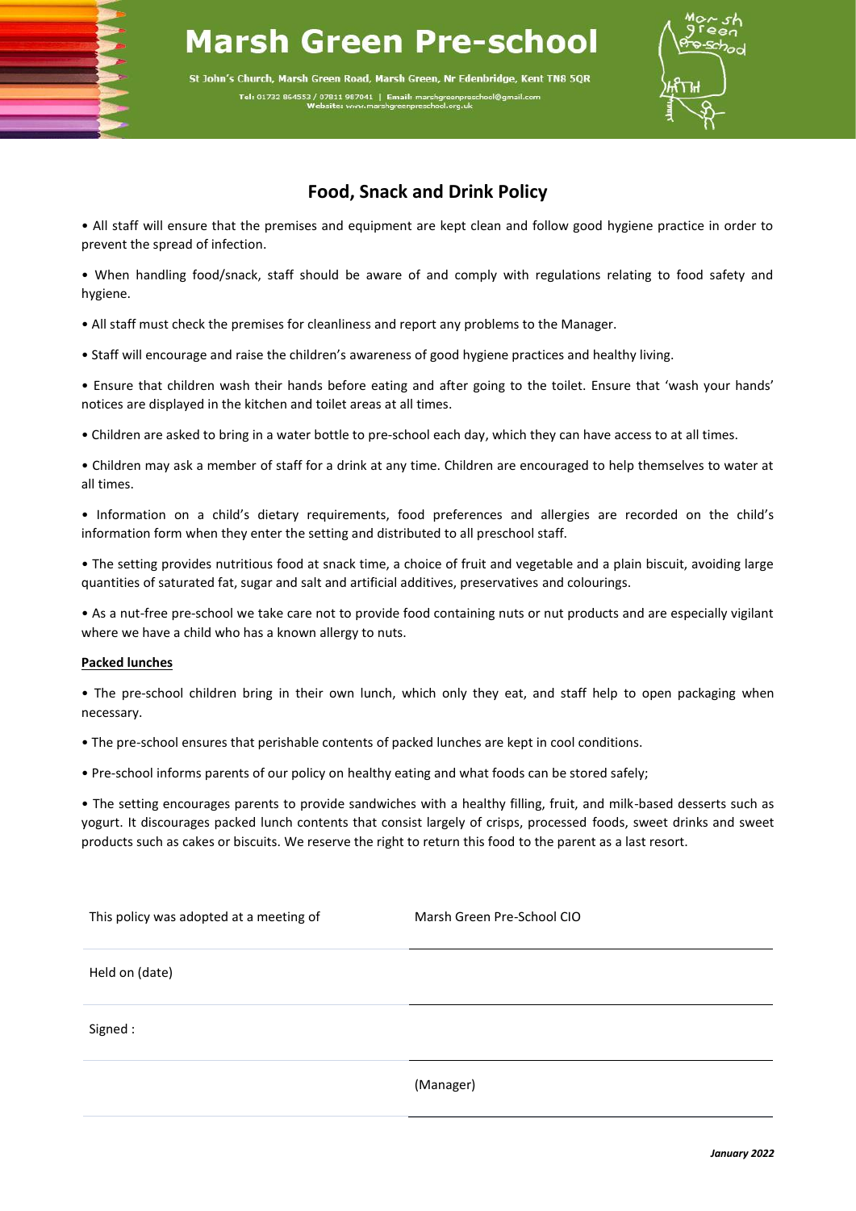# Marsh Green Pre-school

St John's Church, Marsh Green Road, Marsh Green, Nr Edenbridge, Kent TN8 5QR

Tel: 01732 864553 / 07811 987041 | Email: marshgreenpreschool@gmail.com
Website: www.marshgreenpreschool.org.uk

## Food, Snack and Drink Policy

• All staff will ensure that the premises and equipment are kept clean and follow good hygiene practice in order to prevent the spread of infection.

• When handling food/snack, staff should be aware of and comply with regulations relating to food safety and hygiene.

• All staff must check the premises for cleanliness and report any problems to the Manager.

• Staff will encourage and raise the children's awareness of good hygiene practices and healthy living.

• Ensure that children wash their hands before eating and after going to the toilet. Ensure that 'wash your hands' notices are displayed in the kitchen and toilet areas at all times.

• Children are asked to bring in a water bottle to pre-school each day, which they can have access to at all times.

• Children may ask a member of staff for a drink at any time. Children are encouraged to help themselves to water at all times.

• Information on a child's dietary requirements, food preferences and allergies are recorded on the child's information form when they enter the setting and distributed to all preschool staff.

• The setting provides nutritious food at snack time, a choice of fruit and vegetable and a plain biscuit, avoiding large quantities of saturated fat, sugar and salt and artificial additives, preservatives and colourings.

• As a nut-free pre-school we take care not to provide food containing nuts or nut products and are especially vigilant where we have a child who has a known allergy to nuts.

**Packed lunches**

• The pre-school children bring in their own lunch, which only they eat, and staff help to open packaging when necessary.

• The pre-school ensures that perishable contents of packed lunches are kept in cool conditions.

• Pre-school informs parents of our policy on healthy eating and what foods can be stored safely;

• The setting encourages parents to provide sandwiches with a healthy filling, fruit, and milk-based desserts such as yogurt. It discourages packed lunch contents that consist largely of crisps, processed foods, sweet drinks and sweet products such as cakes or biscuits. We reserve the right to return this food to the parent as a last resort.

| | |
|---|---|
| This policy was adopted at a meeting of | Marsh Green Pre-School CIO |
| Held on (date) | |
| Signed : | |
| | (Manager) |

*January 2022*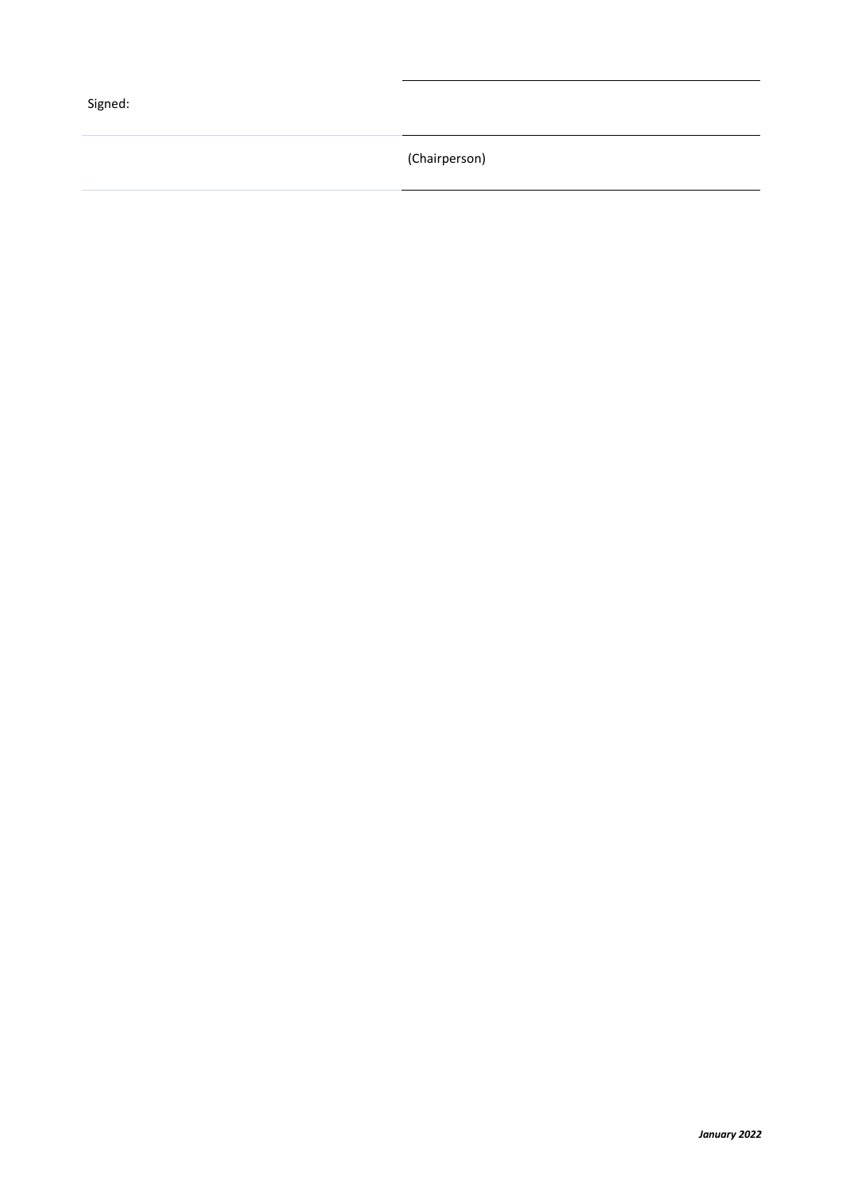| | |
|---|---|
| Signed: | |
| | (Chairperson) |

*January 2022*